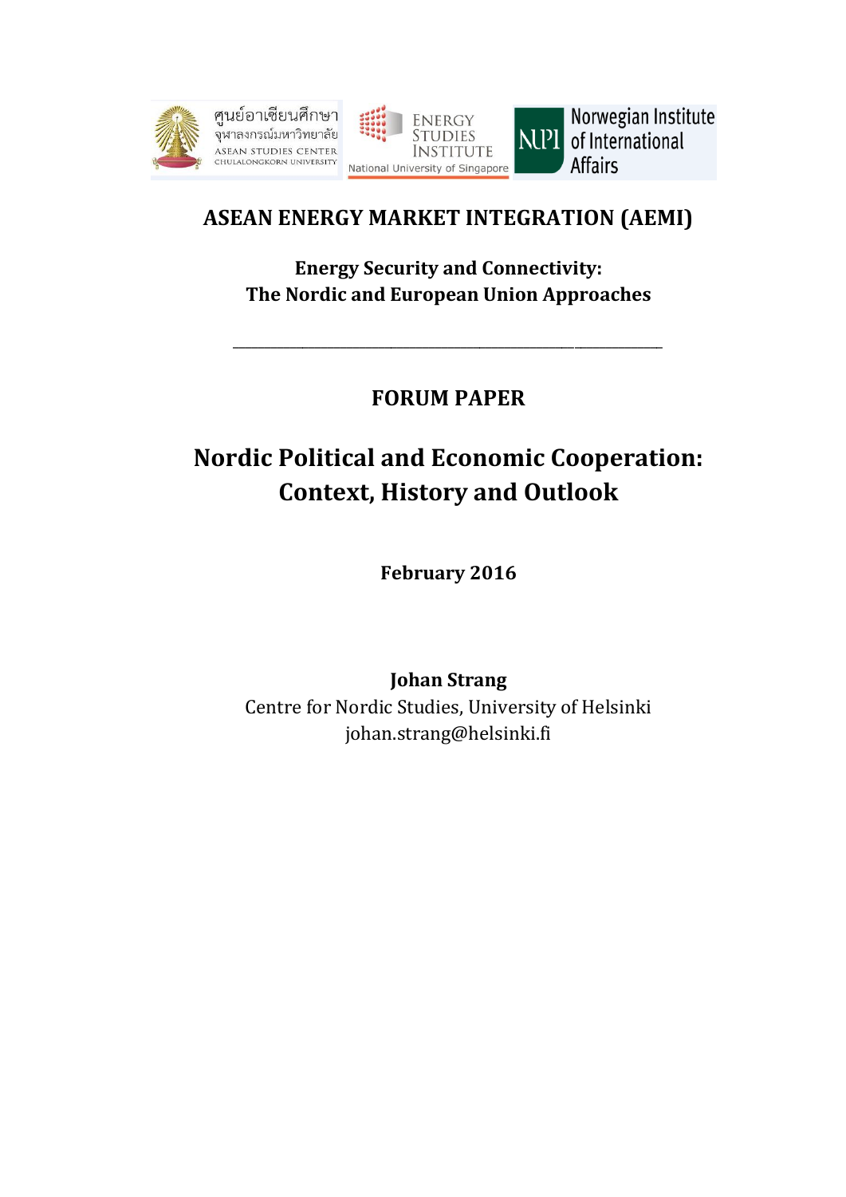ศูนย์อาเซียนศึกษา จุฬาลงกรณ์มหาวิทยาลัย ASEAN STUDIES CENTER CHULALONGKORN UNIVERSITY

ENERGY STUDIES INSTITUTE National University of Singapore

NUPI Norwegian Institute of International Affairs

# ASEAN ENERGY MARKET INTEGRATION (AEMI)

## Energy Security and Connectivity: The Nordic and European Union Approaches

---

## FORUM PAPER

# Nordic Political and Economic Cooperation: Context, History and Outlook

**February 2016**

**Johan Strang**
Centre for Nordic Studies, University of Helsinki
johan.strang@helsinki.fi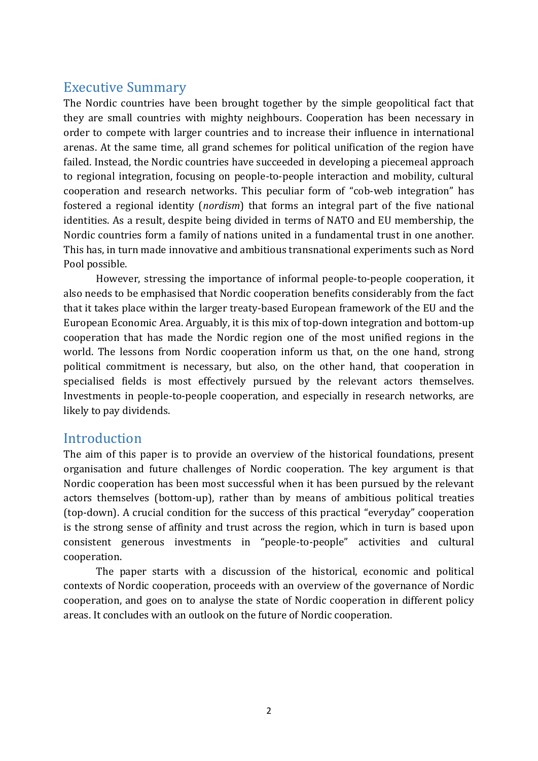## Executive Summary

The Nordic countries have been brought together by the simple geopolitical fact that they are small countries with mighty neighbours. Cooperation has been necessary in order to compete with larger countries and to increase their influence in international arenas. At the same time, all grand schemes for political unification of the region have failed. Instead, the Nordic countries have succeeded in developing a piecemeal approach to regional integration, focusing on people-to-people interaction and mobility, cultural cooperation and research networks. This peculiar form of "cob-web integration" has fostered a regional identity (*nordism*) that forms an integral part of the five national identities. As a result, despite being divided in terms of NATO and EU membership, the Nordic countries form a family of nations united in a fundamental trust in one another. This has, in turn made innovative and ambitious transnational experiments such as Nord Pool possible.

However, stressing the importance of informal people-to-people cooperation, it also needs to be emphasised that Nordic cooperation benefits considerably from the fact that it takes place within the larger treaty-based European framework of the EU and the European Economic Area. Arguably, it is this mix of top-down integration and bottom-up cooperation that has made the Nordic region one of the most unified regions in the world. The lessons from Nordic cooperation inform us that, on the one hand, strong political commitment is necessary, but also, on the other hand, that cooperation in specialised fields is most effectively pursued by the relevant actors themselves. Investments in people-to-people cooperation, and especially in research networks, are likely to pay dividends.

## Introduction

The aim of this paper is to provide an overview of the historical foundations, present organisation and future challenges of Nordic cooperation. The key argument is that Nordic cooperation has been most successful when it has been pursued by the relevant actors themselves (bottom-up), rather than by means of ambitious political treaties (top-down). A crucial condition for the success of this practical "everyday" cooperation is the strong sense of affinity and trust across the region, which in turn is based upon consistent generous investments in "people-to-people" activities and cultural cooperation.

The paper starts with a discussion of the historical, economic and political contexts of Nordic cooperation, proceeds with an overview of the governance of Nordic cooperation, and goes on to analyse the state of Nordic cooperation in different policy areas. It concludes with an outlook on the future of Nordic cooperation.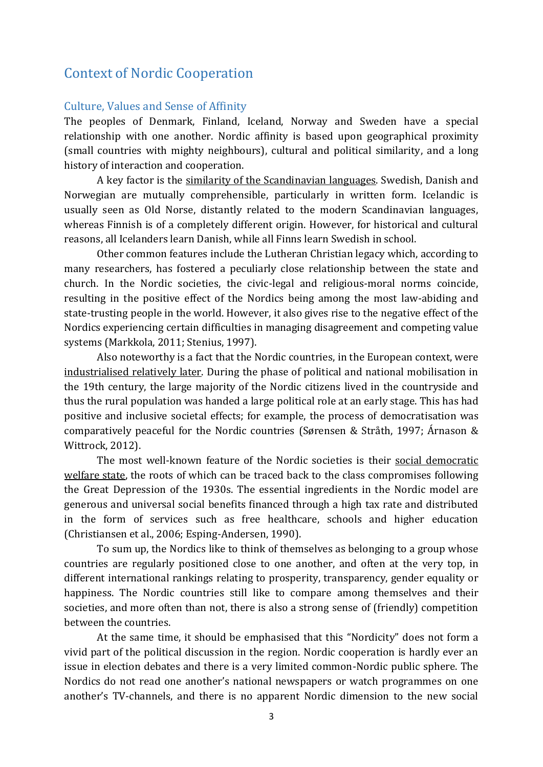# Context of Nordic Cooperation

## Culture, Values and Sense of Affinity

The peoples of Denmark, Finland, Iceland, Norway and Sweden have a special relationship with one another. Nordic affinity is based upon geographical proximity (small countries with mighty neighbours), cultural and political similarity, and a long history of interaction and cooperation.

A key factor is the <u>similarity of the Scandinavian languages</u>. Swedish, Danish and Norwegian are mutually comprehensible, particularly in written form. Icelandic is usually seen as Old Norse, distantly related to the modern Scandinavian languages, whereas Finnish is of a completely different origin. However, for historical and cultural reasons, all Icelanders learn Danish, while all Finns learn Swedish in school.

Other common features include the Lutheran Christian legacy which, according to many researchers, has fostered a peculiarly close relationship between the state and church. In the Nordic societies, the civic-legal and religious-moral norms coincide, resulting in the positive effect of the Nordics being among the most law-abiding and state-trusting people in the world. However, it also gives rise to the negative effect of the Nordics experiencing certain difficulties in managing disagreement and competing value systems (Markkola, 2011; Stenius, 1997).

Also noteworthy is a fact that the Nordic countries, in the European context, were <u>industrialised relatively later</u>. During the phase of political and national mobilisation in the 19th century, the large majority of the Nordic citizens lived in the countryside and thus the rural population was handed a large political role at an early stage. This has had positive and inclusive societal effects; for example, the process of democratisation was comparatively peaceful for the Nordic countries (Sørensen & Stråth, 1997; Árnason & Wittrock, 2012).

The most well-known feature of the Nordic societies is their <u>social democratic welfare state</u>, the roots of which can be traced back to the class compromises following the Great Depression of the 1930s. The essential ingredients in the Nordic model are generous and universal social benefits financed through a high tax rate and distributed in the form of services such as free healthcare, schools and higher education (Christiansen et al., 2006; Esping-Andersen, 1990).

To sum up, the Nordics like to think of themselves as belonging to a group whose countries are regularly positioned close to one another, and often at the very top, in different international rankings relating to prosperity, transparency, gender equality or happiness. The Nordic countries still like to compare among themselves and their societies, and more often than not, there is also a strong sense of (friendly) competition between the countries.

At the same time, it should be emphasised that this "Nordicity" does not form a vivid part of the political discussion in the region. Nordic cooperation is hardly ever an issue in election debates and there is a very limited common-Nordic public sphere. The Nordics do not read one another's national newspapers or watch programmes on one another's TV-channels, and there is no apparent Nordic dimension to the new social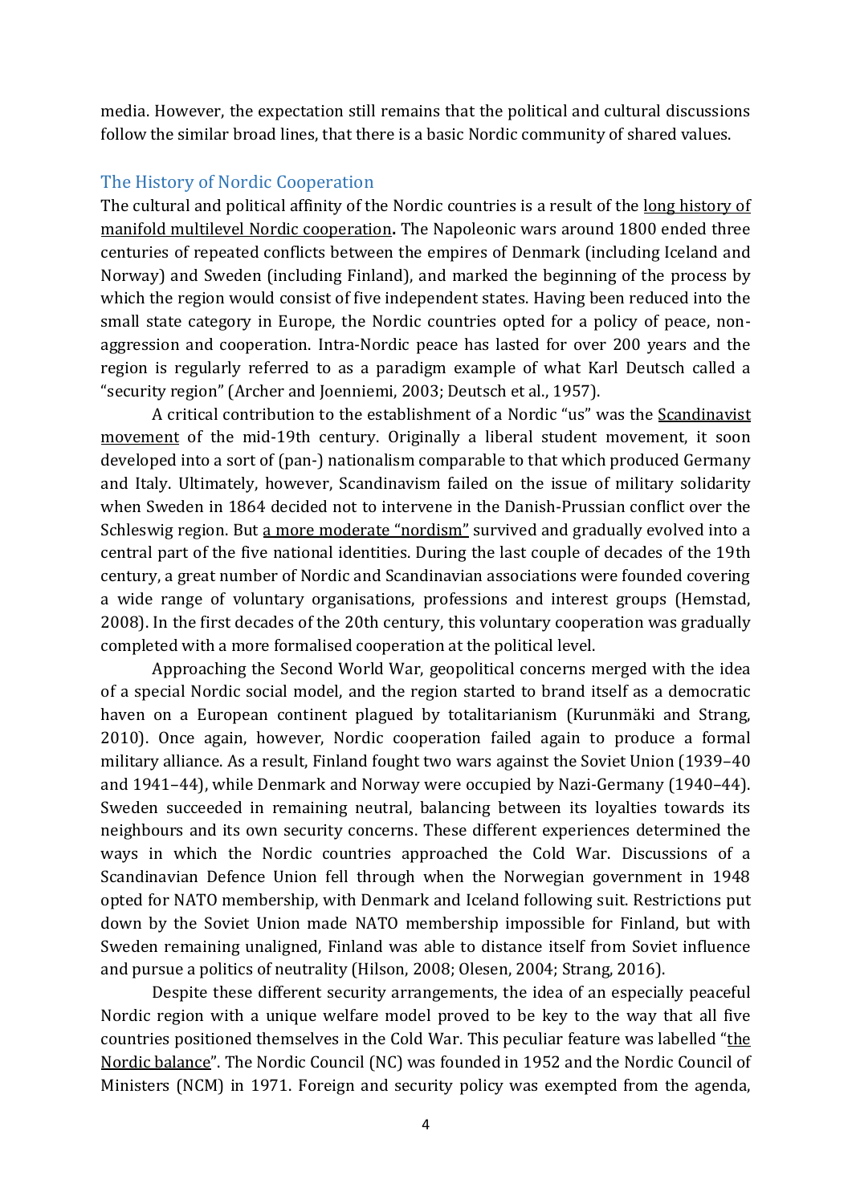media. However, the expectation still remains that the political and cultural discussions follow the similar broad lines, that there is a basic Nordic community of shared values.

## The History of Nordic Cooperation

The cultural and political affinity of the Nordic countries is a result of the long history of manifold multilevel Nordic cooperation**.** The Napoleonic wars around 1800 ended three centuries of repeated conflicts between the empires of Denmark (including Iceland and Norway) and Sweden (including Finland), and marked the beginning of the process by which the region would consist of five independent states. Having been reduced into the small state category in Europe, the Nordic countries opted for a policy of peace, non-aggression and cooperation. Intra-Nordic peace has lasted for over 200 years and the region is regularly referred to as a paradigm example of what Karl Deutsch called a "security region" (Archer and Joenniemi, 2003; Deutsch et al., 1957).

A critical contribution to the establishment of a Nordic "us" was the Scandinavist movement of the mid-19th century. Originally a liberal student movement, it soon developed into a sort of (pan-) nationalism comparable to that which produced Germany and Italy. Ultimately, however, Scandinavism failed on the issue of military solidarity when Sweden in 1864 decided not to intervene in the Danish-Prussian conflict over the Schleswig region. But a more moderate "nordism" survived and gradually evolved into a central part of the five national identities. During the last couple of decades of the 19th century, a great number of Nordic and Scandinavian associations were founded covering a wide range of voluntary organisations, professions and interest groups (Hemstad, 2008). In the first decades of the 20th century, this voluntary cooperation was gradually completed with a more formalised cooperation at the political level.

Approaching the Second World War, geopolitical concerns merged with the idea of a special Nordic social model, and the region started to brand itself as a democratic haven on a European continent plagued by totalitarianism (Kurunmäki and Strang, 2010). Once again, however, Nordic cooperation failed again to produce a formal military alliance. As a result, Finland fought two wars against the Soviet Union (1939–40 and 1941–44), while Denmark and Norway were occupied by Nazi-Germany (1940–44). Sweden succeeded in remaining neutral, balancing between its loyalties towards its neighbours and its own security concerns. These different experiences determined the ways in which the Nordic countries approached the Cold War. Discussions of a Scandinavian Defence Union fell through when the Norwegian government in 1948 opted for NATO membership, with Denmark and Iceland following suit. Restrictions put down by the Soviet Union made NATO membership impossible for Finland, but with Sweden remaining unaligned, Finland was able to distance itself from Soviet influence and pursue a politics of neutrality (Hilson, 2008; Olesen, 2004; Strang, 2016).

Despite these different security arrangements, the idea of an especially peaceful Nordic region with a unique welfare model proved to be key to the way that all five countries positioned themselves in the Cold War. This peculiar feature was labelled "the Nordic balance". The Nordic Council (NC) was founded in 1952 and the Nordic Council of Ministers (NCM) in 1971. Foreign and security policy was exempted from the agenda,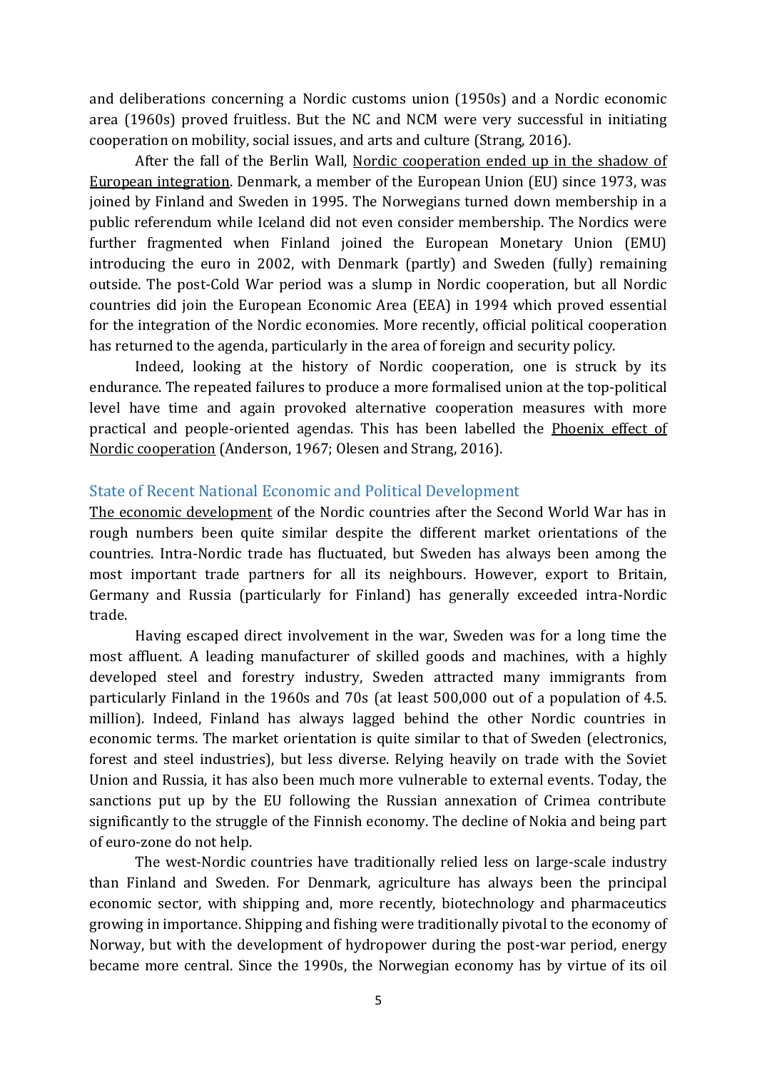and deliberations concerning a Nordic customs union (1950s) and a Nordic economic area (1960s) proved fruitless. But the NC and NCM were very successful in initiating cooperation on mobility, social issues, and arts and culture (Strang, 2016).

After the fall of the Berlin Wall, Nordic cooperation ended up in the shadow of European integration. Denmark, a member of the European Union (EU) since 1973, was joined by Finland and Sweden in 1995. The Norwegians turned down membership in a public referendum while Iceland did not even consider membership. The Nordics were further fragmented when Finland joined the European Monetary Union (EMU) introducing the euro in 2002, with Denmark (partly) and Sweden (fully) remaining outside. The post-Cold War period was a slump in Nordic cooperation, but all Nordic countries did join the European Economic Area (EEA) in 1994 which proved essential for the integration of the Nordic economies. More recently, official political cooperation has returned to the agenda, particularly in the area of foreign and security policy.

Indeed, looking at the history of Nordic cooperation, one is struck by its endurance. The repeated failures to produce a more formalised union at the top-political level have time and again provoked alternative cooperation measures with more practical and people-oriented agendas. This has been labelled the Phoenix effect of Nordic cooperation (Anderson, 1967; Olesen and Strang, 2016).

## State of Recent National Economic and Political Development

The economic development of the Nordic countries after the Second World War has in rough numbers been quite similar despite the different market orientations of the countries. Intra-Nordic trade has fluctuated, but Sweden has always been among the most important trade partners for all its neighbours. However, export to Britain, Germany and Russia (particularly for Finland) has generally exceeded intra-Nordic trade.

Having escaped direct involvement in the war, Sweden was for a long time the most affluent. A leading manufacturer of skilled goods and machines, with a highly developed steel and forestry industry, Sweden attracted many immigrants from particularly Finland in the 1960s and 70s (at least 500,000 out of a population of 4.5. million). Indeed, Finland has always lagged behind the other Nordic countries in economic terms. The market orientation is quite similar to that of Sweden (electronics, forest and steel industries), but less diverse. Relying heavily on trade with the Soviet Union and Russia, it has also been much more vulnerable to external events. Today, the sanctions put up by the EU following the Russian annexation of Crimea contribute significantly to the struggle of the Finnish economy. The decline of Nokia and being part of euro-zone do not help.

The west-Nordic countries have traditionally relied less on large-scale industry than Finland and Sweden. For Denmark, agriculture has always been the principal economic sector, with shipping and, more recently, biotechnology and pharmaceutics growing in importance. Shipping and fishing were traditionally pivotal to the economy of Norway, but with the development of hydropower during the post-war period, energy became more central. Since the 1990s, the Norwegian economy has by virtue of its oil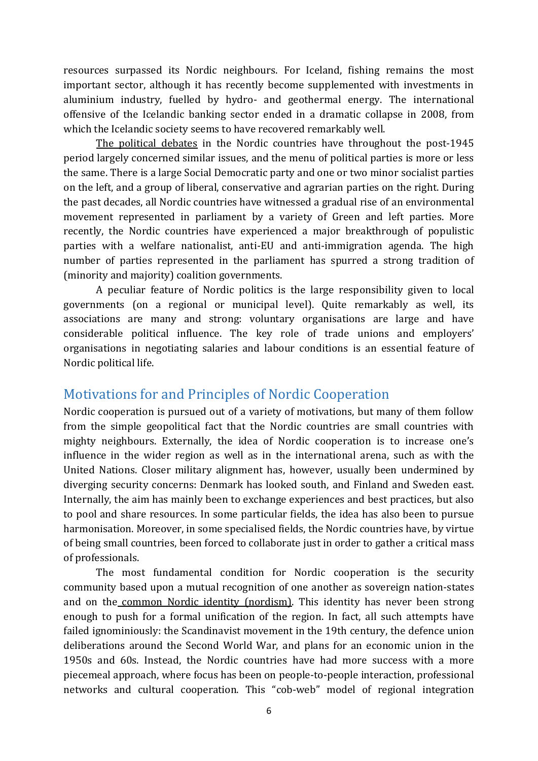resources surpassed its Nordic neighbours. For Iceland, fishing remains the most important sector, although it has recently become supplemented with investments in aluminium industry, fuelled by hydro- and geothermal energy. The international offensive of the Icelandic banking sector ended in a dramatic collapse in 2008, from which the Icelandic society seems to have recovered remarkably well.

The political debates in the Nordic countries have throughout the post-1945 period largely concerned similar issues, and the menu of political parties is more or less the same. There is a large Social Democratic party and one or two minor socialist parties on the left, and a group of liberal, conservative and agrarian parties on the right. During the past decades, all Nordic countries have witnessed a gradual rise of an environmental movement represented in parliament by a variety of Green and left parties. More recently, the Nordic countries have experienced a major breakthrough of populistic parties with a welfare nationalist, anti-EU and anti-immigration agenda. The high number of parties represented in the parliament has spurred a strong tradition of (minority and majority) coalition governments.

A peculiar feature of Nordic politics is the large responsibility given to local governments (on a regional or municipal level). Quite remarkably as well, its associations are many and strong: voluntary organisations are large and have considerable political influence. The key role of trade unions and employers' organisations in negotiating salaries and labour conditions is an essential feature of Nordic political life.

## Motivations for and Principles of Nordic Cooperation

Nordic cooperation is pursued out of a variety of motivations, but many of them follow from the simple geopolitical fact that the Nordic countries are small countries with mighty neighbours. Externally, the idea of Nordic cooperation is to increase one's influence in the wider region as well as in the international arena, such as with the United Nations. Closer military alignment has, however, usually been undermined by diverging security concerns: Denmark has looked south, and Finland and Sweden east. Internally, the aim has mainly been to exchange experiences and best practices, but also to pool and share resources. In some particular fields, the idea has also been to pursue harmonisation. Moreover, in some specialised fields, the Nordic countries have, by virtue of being small countries, been forced to collaborate just in order to gather a critical mass of professionals.

The most fundamental condition for Nordic cooperation is the security community based upon a mutual recognition of one another as sovereign nation-states and on the common Nordic identity (nordism). This identity has never been strong enough to push for a formal unification of the region. In fact, all such attempts have failed ignominiously: the Scandinavist movement in the 19th century, the defence union deliberations around the Second World War, and plans for an economic union in the 1950s and 60s. Instead, the Nordic countries have had more success with a more piecemeal approach, where focus has been on people-to-people interaction, professional networks and cultural cooperation. This "cob-web" model of regional integration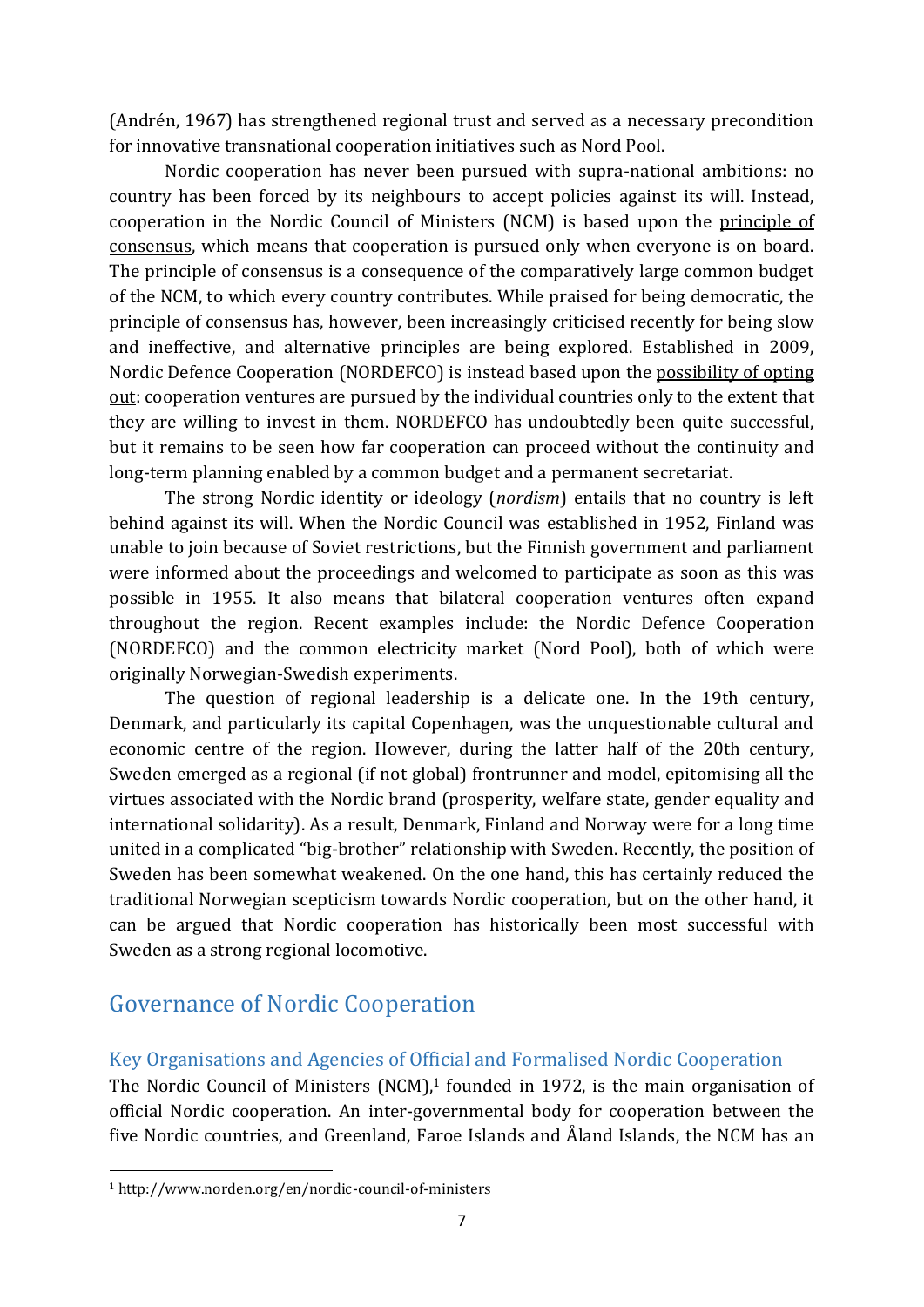(Andrén, 1967) has strengthened regional trust and served as a necessary precondition for innovative transnational cooperation initiatives such as Nord Pool.

Nordic cooperation has never been pursued with supra-national ambitions: no country has been forced by its neighbours to accept policies against its will. Instead, cooperation in the Nordic Council of Ministers (NCM) is based upon the principle of consensus, which means that cooperation is pursued only when everyone is on board. The principle of consensus is a consequence of the comparatively large common budget of the NCM, to which every country contributes. While praised for being democratic, the principle of consensus has, however, been increasingly criticised recently for being slow and ineffective, and alternative principles are being explored. Established in 2009, Nordic Defence Cooperation (NORDEFCO) is instead based upon the possibility of opting out: cooperation ventures are pursued by the individual countries only to the extent that they are willing to invest in them. NORDEFCO has undoubtedly been quite successful, but it remains to be seen how far cooperation can proceed without the continuity and long-term planning enabled by a common budget and a permanent secretariat.

The strong Nordic identity or ideology (*nordism*) entails that no country is left behind against its will. When the Nordic Council was established in 1952, Finland was unable to join because of Soviet restrictions, but the Finnish government and parliament were informed about the proceedings and welcomed to participate as soon as this was possible in 1955. It also means that bilateral cooperation ventures often expand throughout the region. Recent examples include: the Nordic Defence Cooperation (NORDEFCO) and the common electricity market (Nord Pool), both of which were originally Norwegian-Swedish experiments.

The question of regional leadership is a delicate one. In the 19th century, Denmark, and particularly its capital Copenhagen, was the unquestionable cultural and economic centre of the region. However, during the latter half of the 20th century, Sweden emerged as a regional (if not global) frontrunner and model, epitomising all the virtues associated with the Nordic brand (prosperity, welfare state, gender equality and international solidarity). As a result, Denmark, Finland and Norway were for a long time united in a complicated "big-brother" relationship with Sweden. Recently, the position of Sweden has been somewhat weakened. On the one hand, this has certainly reduced the traditional Norwegian scepticism towards Nordic cooperation, but on the other hand, it can be argued that Nordic cooperation has historically been most successful with Sweden as a strong regional locomotive.

## Governance of Nordic Cooperation

### Key Organisations and Agencies of Official and Formalised Nordic Cooperation

The Nordic Council of Ministers (NCM),[1] founded in 1972, is the main organisation of official Nordic cooperation. An inter-governmental body for cooperation between the five Nordic countries, and Greenland, Faroe Islands and Åland Islands, the NCM has an

[1] http://www.norden.org/en/nordic-council-of-ministers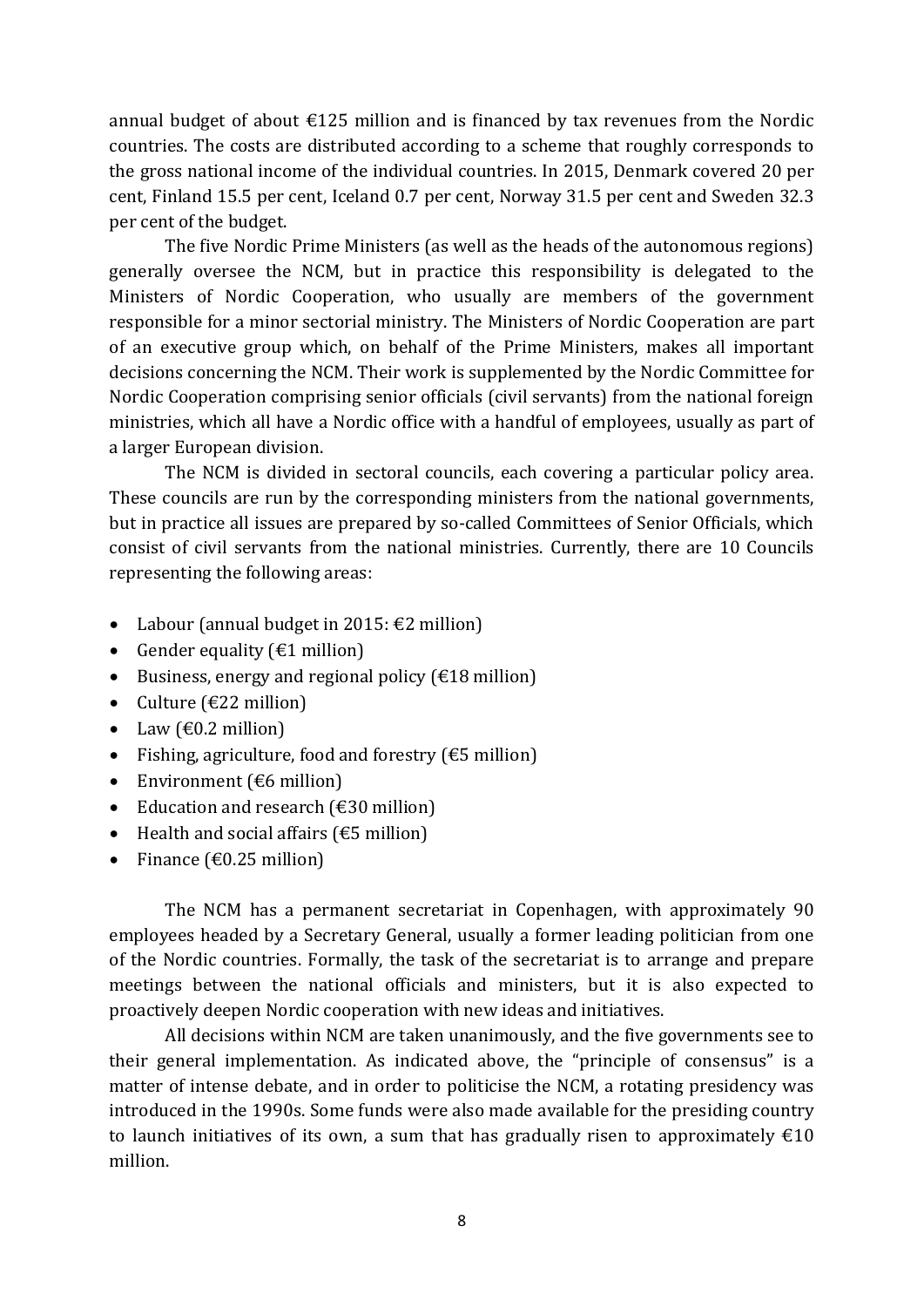annual budget of about €125 million and is financed by tax revenues from the Nordic countries. The costs are distributed according to a scheme that roughly corresponds to the gross national income of the individual countries. In 2015, Denmark covered 20 per cent, Finland 15.5 per cent, Iceland 0.7 per cent, Norway 31.5 per cent and Sweden 32.3 per cent of the budget.

The five Nordic Prime Ministers (as well as the heads of the autonomous regions) generally oversee the NCM, but in practice this responsibility is delegated to the Ministers of Nordic Cooperation, who usually are members of the government responsible for a minor sectorial ministry. The Ministers of Nordic Cooperation are part of an executive group which, on behalf of the Prime Ministers, makes all important decisions concerning the NCM. Their work is supplemented by the Nordic Committee for Nordic Cooperation comprising senior officials (civil servants) from the national foreign ministries, which all have a Nordic office with a handful of employees, usually as part of a larger European division.

The NCM is divided in sectoral councils, each covering a particular policy area. These councils are run by the corresponding ministers from the national governments, but in practice all issues are prepared by so-called Committees of Senior Officials, which consist of civil servants from the national ministries. Currently, there are 10 Councils representing the following areas:

- Labour (annual budget in 2015: €2 million)
- Gender equality (€1 million)
- Business, energy and regional policy (€18 million)
- Culture (€22 million)
- Law (€0.2 million)
- Fishing, agriculture, food and forestry (€5 million)
- Environment (€6 million)
- Education and research (€30 million)
- Health and social affairs (€5 million)
- Finance (€0.25 million)

The NCM has a permanent secretariat in Copenhagen, with approximately 90 employees headed by a Secretary General, usually a former leading politician from one of the Nordic countries. Formally, the task of the secretariat is to arrange and prepare meetings between the national officials and ministers, but it is also expected to proactively deepen Nordic cooperation with new ideas and initiatives.

All decisions within NCM are taken unanimously, and the five governments see to their general implementation. As indicated above, the "principle of consensus" is a matter of intense debate, and in order to politicise the NCM, a rotating presidency was introduced in the 1990s. Some funds were also made available for the presiding country to launch initiatives of its own, a sum that has gradually risen to approximately €10 million.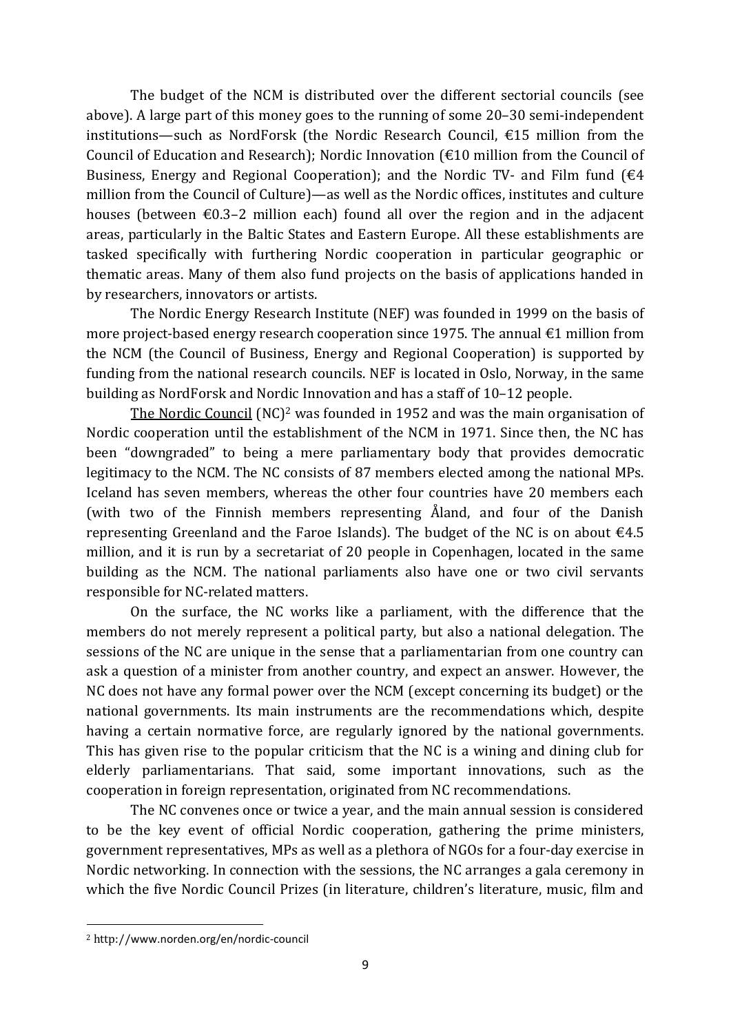The budget of the NCM is distributed over the different sectorial councils (see above). A large part of this money goes to the running of some 20–30 semi-independent institutions—such as NordForsk (the Nordic Research Council, €15 million from the Council of Education and Research); Nordic Innovation (€10 million from the Council of Business, Energy and Regional Cooperation); and the Nordic TV- and Film fund (€4 million from the Council of Culture)—as well as the Nordic offices, institutes and culture houses (between €0.3–2 million each) found all over the region and in the adjacent areas, particularly in the Baltic States and Eastern Europe. All these establishments are tasked specifically with furthering Nordic cooperation in particular geographic or thematic areas. Many of them also fund projects on the basis of applications handed in by researchers, innovators or artists.

The Nordic Energy Research Institute (NEF) was founded in 1999 on the basis of more project-based energy research cooperation since 1975. The annual €1 million from the NCM (the Council of Business, Energy and Regional Cooperation) is supported by funding from the national research councils. NEF is located in Oslo, Norway, in the same building as NordForsk and Nordic Innovation and has a staff of 10–12 people.

The Nordic Council (NC)[2] was founded in 1952 and was the main organisation of Nordic cooperation until the establishment of the NCM in 1971. Since then, the NC has been "downgraded" to being a mere parliamentary body that provides democratic legitimacy to the NCM. The NC consists of 87 members elected among the national MPs. Iceland has seven members, whereas the other four countries have 20 members each (with two of the Finnish members representing Åland, and four of the Danish representing Greenland and the Faroe Islands). The budget of the NC is on about €4.5 million, and it is run by a secretariat of 20 people in Copenhagen, located in the same building as the NCM. The national parliaments also have one or two civil servants responsible for NC-related matters.

On the surface, the NC works like a parliament, with the difference that the members do not merely represent a political party, but also a national delegation. The sessions of the NC are unique in the sense that a parliamentarian from one country can ask a question of a minister from another country, and expect an answer. However, the NC does not have any formal power over the NCM (except concerning its budget) or the national governments. Its main instruments are the recommendations which, despite having a certain normative force, are regularly ignored by the national governments. This has given rise to the popular criticism that the NC is a wining and dining club for elderly parliamentarians. That said, some important innovations, such as the cooperation in foreign representation, originated from NC recommendations.

The NC convenes once or twice a year, and the main annual session is considered to be the key event of official Nordic cooperation, gathering the prime ministers, government representatives, MPs as well as a plethora of NGOs for a four-day exercise in Nordic networking. In connection with the sessions, the NC arranges a gala ceremony in which the five Nordic Council Prizes (in literature, children's literature, music, film and

[2] http://www.norden.org/en/nordic-council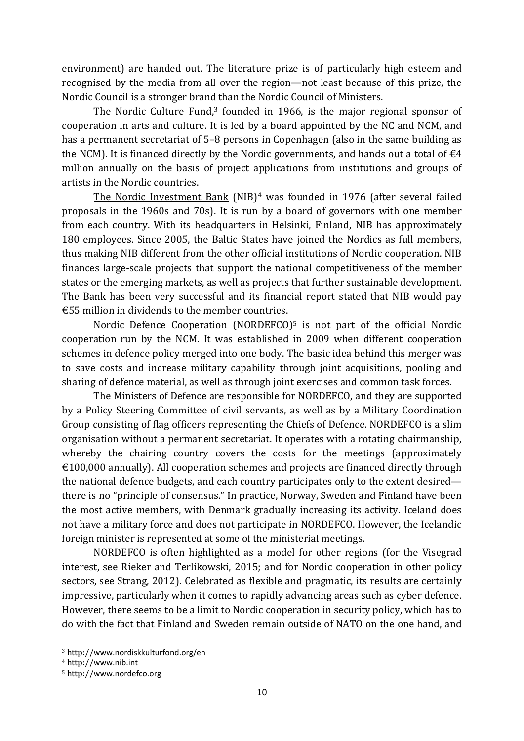environment) are handed out. The literature prize is of particularly high esteem and recognised by the media from all over the region—not least because of this prize, the Nordic Council is a stronger brand than the Nordic Council of Ministers.

The Nordic Culture Fund,[3] founded in 1966, is the major regional sponsor of cooperation in arts and culture. It is led by a board appointed by the NC and NCM, and has a permanent secretariat of 5–8 persons in Copenhagen (also in the same building as the NCM). It is financed directly by the Nordic governments, and hands out a total of €4 million annually on the basis of project applications from institutions and groups of artists in the Nordic countries.

The Nordic Investment Bank (NIB)[4] was founded in 1976 (after several failed proposals in the 1960s and 70s). It is run by a board of governors with one member from each country. With its headquarters in Helsinki, Finland, NIB has approximately 180 employees. Since 2005, the Baltic States have joined the Nordics as full members, thus making NIB different from the other official institutions of Nordic cooperation. NIB finances large-scale projects that support the national competitiveness of the member states or the emerging markets, as well as projects that further sustainable development. The Bank has been very successful and its financial report stated that NIB would pay €55 million in dividends to the member countries.

Nordic Defence Cooperation (NORDEFCO)[5] is not part of the official Nordic cooperation run by the NCM. It was established in 2009 when different cooperation schemes in defence policy merged into one body. The basic idea behind this merger was to save costs and increase military capability through joint acquisitions, pooling and sharing of defence material, as well as through joint exercises and common task forces.

The Ministers of Defence are responsible for NORDEFCO, and they are supported by a Policy Steering Committee of civil servants, as well as by a Military Coordination Group consisting of flag officers representing the Chiefs of Defence. NORDEFCO is a slim organisation without a permanent secretariat. It operates with a rotating chairmanship, whereby the chairing country covers the costs for the meetings (approximately €100,000 annually). All cooperation schemes and projects are financed directly through the national defence budgets, and each country participates only to the extent desired—there is no "principle of consensus." In practice, Norway, Sweden and Finland have been the most active members, with Denmark gradually increasing its activity. Iceland does not have a military force and does not participate in NORDEFCO. However, the Icelandic foreign minister is represented at some of the ministerial meetings.

NORDEFCO is often highlighted as a model for other regions (for the Visegrad interest, see Rieker and Terlikowski, 2015; and for Nordic cooperation in other policy sectors, see Strang, 2012). Celebrated as flexible and pragmatic, its results are certainly impressive, particularly when it comes to rapidly advancing areas such as cyber defence. However, there seems to be a limit to Nordic cooperation in security policy, which has to do with the fact that Finland and Sweden remain outside of NATO on the one hand, and

[3] http://www.nordiskkulturfond.org/en

[4] http://www.nib.int

[5] http://www.nordefco.org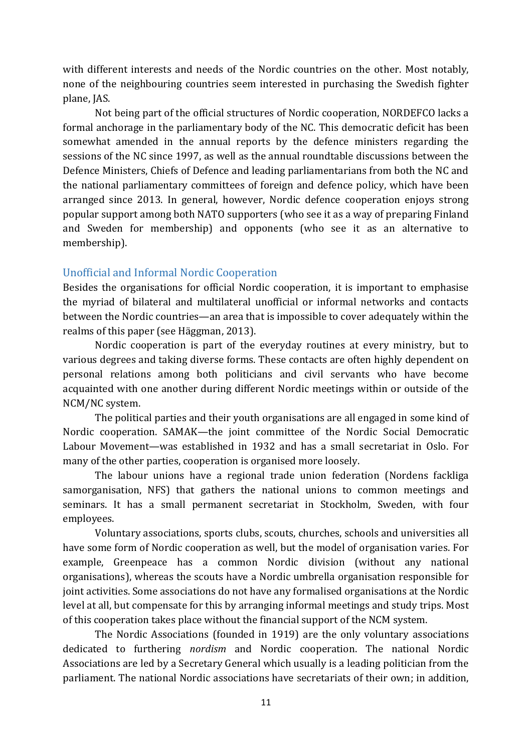with different interests and needs of the Nordic countries on the other. Most notably, none of the neighbouring countries seem interested in purchasing the Swedish fighter plane, JAS.

Not being part of the official structures of Nordic cooperation, NORDEFCO lacks a formal anchorage in the parliamentary body of the NC. This democratic deficit has been somewhat amended in the annual reports by the defence ministers regarding the sessions of the NC since 1997, as well as the annual roundtable discussions between the Defence Ministers, Chiefs of Defence and leading parliamentarians from both the NC and the national parliamentary committees of foreign and defence policy, which have been arranged since 2013. In general, however, Nordic defence cooperation enjoys strong popular support among both NATO supporters (who see it as a way of preparing Finland and Sweden for membership) and opponents (who see it as an alternative to membership).

## Unofficial and Informal Nordic Cooperation

Besides the organisations for official Nordic cooperation, it is important to emphasise the myriad of bilateral and multilateral unofficial or informal networks and contacts between the Nordic countries—an area that is impossible to cover adequately within the realms of this paper (see Häggman, 2013).

Nordic cooperation is part of the everyday routines at every ministry, but to various degrees and taking diverse forms. These contacts are often highly dependent on personal relations among both politicians and civil servants who have become acquainted with one another during different Nordic meetings within or outside of the NCM/NC system.

The political parties and their youth organisations are all engaged in some kind of Nordic cooperation. SAMAK—the joint committee of the Nordic Social Democratic Labour Movement—was established in 1932 and has a small secretariat in Oslo. For many of the other parties, cooperation is organised more loosely.

The labour unions have a regional trade union federation (Nordens fackliga samorganisation, NFS) that gathers the national unions to common meetings and seminars. It has a small permanent secretariat in Stockholm, Sweden, with four employees.

Voluntary associations, sports clubs, scouts, churches, schools and universities all have some form of Nordic cooperation as well, but the model of organisation varies. For example, Greenpeace has a common Nordic division (without any national organisations), whereas the scouts have a Nordic umbrella organisation responsible for joint activities. Some associations do not have any formalised organisations at the Nordic level at all, but compensate for this by arranging informal meetings and study trips. Most of this cooperation takes place without the financial support of the NCM system.

The Nordic Associations (founded in 1919) are the only voluntary associations dedicated to furthering *nordism* and Nordic cooperation. The national Nordic Associations are led by a Secretary General which usually is a leading politician from the parliament. The national Nordic associations have secretariats of their own; in addition,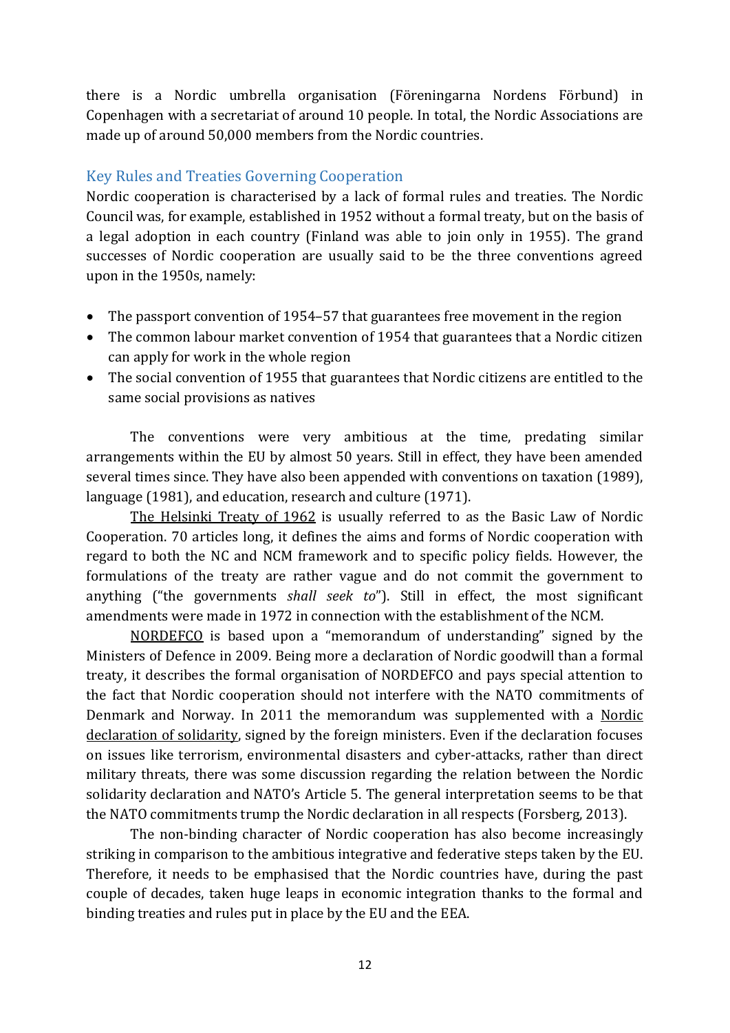there is a Nordic umbrella organisation (Föreningarna Nordens Förbund) in Copenhagen with a secretariat of around 10 people. In total, the Nordic Associations are made up of around 50,000 members from the Nordic countries.

## Key Rules and Treaties Governing Cooperation

Nordic cooperation is characterised by a lack of formal rules and treaties. The Nordic Council was, for example, established in 1952 without a formal treaty, but on the basis of a legal adoption in each country (Finland was able to join only in 1955). The grand successes of Nordic cooperation are usually said to be the three conventions agreed upon in the 1950s, namely:

- The passport convention of 1954–57 that guarantees free movement in the region
- The common labour market convention of 1954 that guarantees that a Nordic citizen can apply for work in the whole region
- The social convention of 1955 that guarantees that Nordic citizens are entitled to the same social provisions as natives

The conventions were very ambitious at the time, predating similar arrangements within the EU by almost 50 years. Still in effect, they have been amended several times since. They have also been appended with conventions on taxation (1989), language (1981), and education, research and culture (1971).

The Helsinki Treaty of 1962 is usually referred to as the Basic Law of Nordic Cooperation. 70 articles long, it defines the aims and forms of Nordic cooperation with regard to both the NC and NCM framework and to specific policy fields. However, the formulations of the treaty are rather vague and do not commit the government to anything ("the governments *shall seek to*"). Still in effect, the most significant amendments were made in 1972 in connection with the establishment of the NCM.

NORDEFCO is based upon a "memorandum of understanding" signed by the Ministers of Defence in 2009. Being more a declaration of Nordic goodwill than a formal treaty, it describes the formal organisation of NORDEFCO and pays special attention to the fact that Nordic cooperation should not interfere with the NATO commitments of Denmark and Norway. In 2011 the memorandum was supplemented with a Nordic declaration of solidarity, signed by the foreign ministers. Even if the declaration focuses on issues like terrorism, environmental disasters and cyber-attacks, rather than direct military threats, there was some discussion regarding the relation between the Nordic solidarity declaration and NATO's Article 5. The general interpretation seems to be that the NATO commitments trump the Nordic declaration in all respects (Forsberg, 2013).

The non-binding character of Nordic cooperation has also become increasingly striking in comparison to the ambitious integrative and federative steps taken by the EU. Therefore, it needs to be emphasised that the Nordic countries have, during the past couple of decades, taken huge leaps in economic integration thanks to the formal and binding treaties and rules put in place by the EU and the EEA.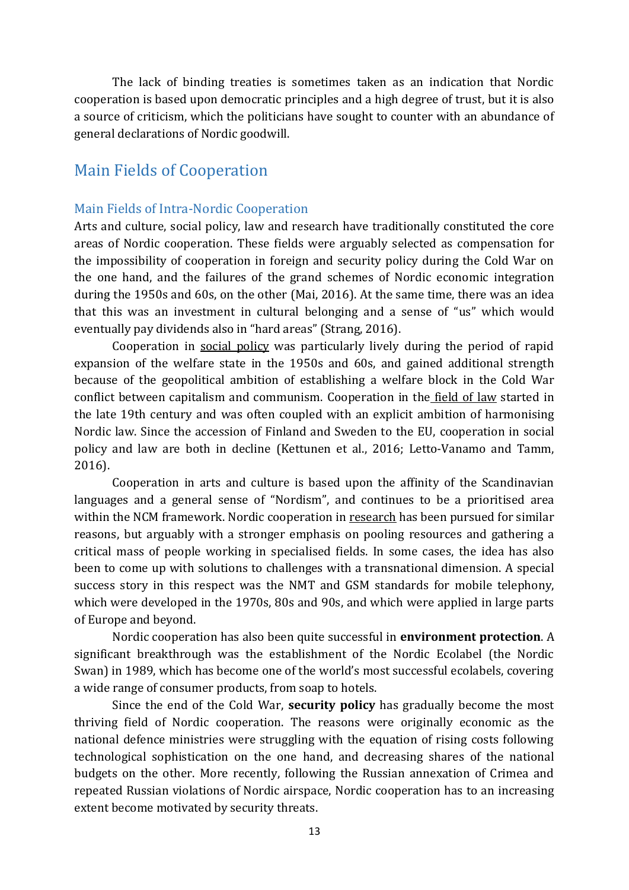The lack of binding treaties is sometimes taken as an indication that Nordic cooperation is based upon democratic principles and a high degree of trust, but it is also a source of criticism, which the politicians have sought to counter with an abundance of general declarations of Nordic goodwill.

## Main Fields of Cooperation

### Main Fields of Intra-Nordic Cooperation

Arts and culture, social policy, law and research have traditionally constituted the core areas of Nordic cooperation. These fields were arguably selected as compensation for the impossibility of cooperation in foreign and security policy during the Cold War on the one hand, and the failures of the grand schemes of Nordic economic integration during the 1950s and 60s, on the other (Mai, 2016). At the same time, there was an idea that this was an investment in cultural belonging and a sense of "us" which would eventually pay dividends also in "hard areas" (Strang, 2016).

Cooperation in social policy was particularly lively during the period of rapid expansion of the welfare state in the 1950s and 60s, and gained additional strength because of the geopolitical ambition of establishing a welfare block in the Cold War conflict between capitalism and communism. Cooperation in the field of law started in the late 19th century and was often coupled with an explicit ambition of harmonising Nordic law. Since the accession of Finland and Sweden to the EU, cooperation in social policy and law are both in decline (Kettunen et al., 2016; Letto-Vanamo and Tamm, 2016).

Cooperation in arts and culture is based upon the affinity of the Scandinavian languages and a general sense of "Nordism", and continues to be a prioritised area within the NCM framework. Nordic cooperation in research has been pursued for similar reasons, but arguably with a stronger emphasis on pooling resources and gathering a critical mass of people working in specialised fields. In some cases, the idea has also been to come up with solutions to challenges with a transnational dimension. A special success story in this respect was the NMT and GSM standards for mobile telephony, which were developed in the 1970s, 80s and 90s, and which were applied in large parts of Europe and beyond.

Nordic cooperation has also been quite successful in **environment protection**. A significant breakthrough was the establishment of the Nordic Ecolabel (the Nordic Swan) in 1989, which has become one of the world's most successful ecolabels, covering a wide range of consumer products, from soap to hotels.

Since the end of the Cold War, **security policy** has gradually become the most thriving field of Nordic cooperation. The reasons were originally economic as the national defence ministries were struggling with the equation of rising costs following technological sophistication on the one hand, and decreasing shares of the national budgets on the other. More recently, following the Russian annexation of Crimea and repeated Russian violations of Nordic airspace, Nordic cooperation has to an increasing extent become motivated by security threats.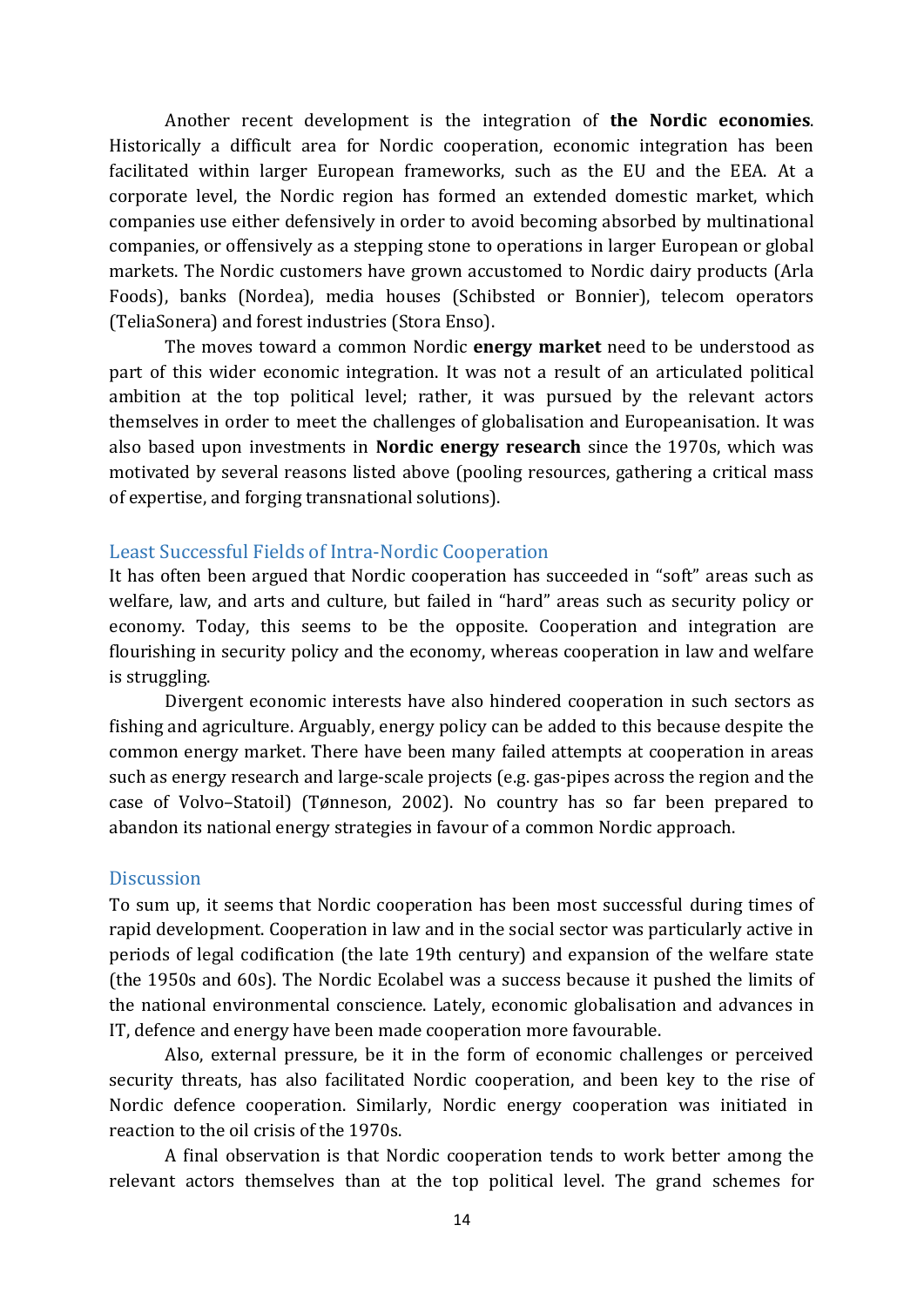Another recent development is the integration of **the Nordic economies**. Historically a difficult area for Nordic cooperation, economic integration has been facilitated within larger European frameworks, such as the EU and the EEA. At a corporate level, the Nordic region has formed an extended domestic market, which companies use either defensively in order to avoid becoming absorbed by multinational companies, or offensively as a stepping stone to operations in larger European or global markets. The Nordic customers have grown accustomed to Nordic dairy products (Arla Foods), banks (Nordea), media houses (Schibsted or Bonnier), telecom operators (TeliaSonera) and forest industries (Stora Enso).

The moves toward a common Nordic **energy market** need to be understood as part of this wider economic integration. It was not a result of an articulated political ambition at the top political level; rather, it was pursued by the relevant actors themselves in order to meet the challenges of globalisation and Europeanisation. It was also based upon investments in **Nordic energy research** since the 1970s, which was motivated by several reasons listed above (pooling resources, gathering a critical mass of expertise, and forging transnational solutions).

## Least Successful Fields of Intra-Nordic Cooperation

It has often been argued that Nordic cooperation has succeeded in "soft" areas such as welfare, law, and arts and culture, but failed in "hard" areas such as security policy or economy. Today, this seems to be the opposite. Cooperation and integration are flourishing in security policy and the economy, whereas cooperation in law and welfare is struggling.

Divergent economic interests have also hindered cooperation in such sectors as fishing and agriculture. Arguably, energy policy can be added to this because despite the common energy market. There have been many failed attempts at cooperation in areas such as energy research and large-scale projects (e.g. gas-pipes across the region and the case of Volvo–Statoil) (Tønneson, 2002). No country has so far been prepared to abandon its national energy strategies in favour of a common Nordic approach.

## Discussion

To sum up, it seems that Nordic cooperation has been most successful during times of rapid development. Cooperation in law and in the social sector was particularly active in periods of legal codification (the late 19th century) and expansion of the welfare state (the 1950s and 60s). The Nordic Ecolabel was a success because it pushed the limits of the national environmental conscience. Lately, economic globalisation and advances in IT, defence and energy have been made cooperation more favourable.

Also, external pressure, be it in the form of economic challenges or perceived security threats, has also facilitated Nordic cooperation, and been key to the rise of Nordic defence cooperation. Similarly, Nordic energy cooperation was initiated in reaction to the oil crisis of the 1970s.

A final observation is that Nordic cooperation tends to work better among the relevant actors themselves than at the top political level. The grand schemes for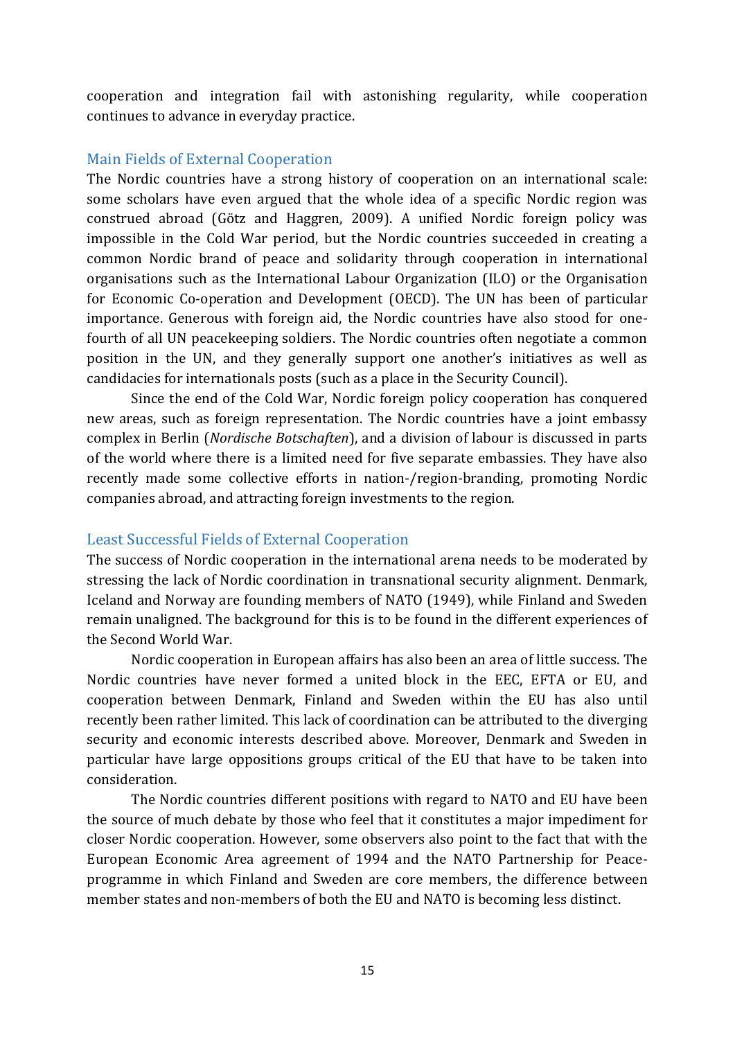cooperation and integration fail with astonishing regularity, while cooperation continues to advance in everyday practice.

## Main Fields of External Cooperation

The Nordic countries have a strong history of cooperation on an international scale: some scholars have even argued that the whole idea of a specific Nordic region was construed abroad (Götz and Haggren, 2009). A unified Nordic foreign policy was impossible in the Cold War period, but the Nordic countries succeeded in creating a common Nordic brand of peace and solidarity through cooperation in international organisations such as the International Labour Organization (ILO) or the Organisation for Economic Co-operation and Development (OECD). The UN has been of particular importance. Generous with foreign aid, the Nordic countries have also stood for one-fourth of all UN peacekeeping soldiers. The Nordic countries often negotiate a common position in the UN, and they generally support one another's initiatives as well as candidacies for internationals posts (such as a place in the Security Council).

Since the end of the Cold War, Nordic foreign policy cooperation has conquered new areas, such as foreign representation. The Nordic countries have a joint embassy complex in Berlin (*Nordische Botschaften*), and a division of labour is discussed in parts of the world where there is a limited need for five separate embassies. They have also recently made some collective efforts in nation-/region-branding, promoting Nordic companies abroad, and attracting foreign investments to the region.

## Least Successful Fields of External Cooperation

The success of Nordic cooperation in the international arena needs to be moderated by stressing the lack of Nordic coordination in transnational security alignment. Denmark, Iceland and Norway are founding members of NATO (1949), while Finland and Sweden remain unaligned. The background for this is to be found in the different experiences of the Second World War.

Nordic cooperation in European affairs has also been an area of little success. The Nordic countries have never formed a united block in the EEC, EFTA or EU, and cooperation between Denmark, Finland and Sweden within the EU has also until recently been rather limited. This lack of coordination can be attributed to the diverging security and economic interests described above. Moreover, Denmark and Sweden in particular have large oppositions groups critical of the EU that have to be taken into consideration.

The Nordic countries different positions with regard to NATO and EU have been the source of much debate by those who feel that it constitutes a major impediment for closer Nordic cooperation. However, some observers also point to the fact that with the European Economic Area agreement of 1994 and the NATO Partnership for Peace-programme in which Finland and Sweden are core members, the difference between member states and non-members of both the EU and NATO is becoming less distinct.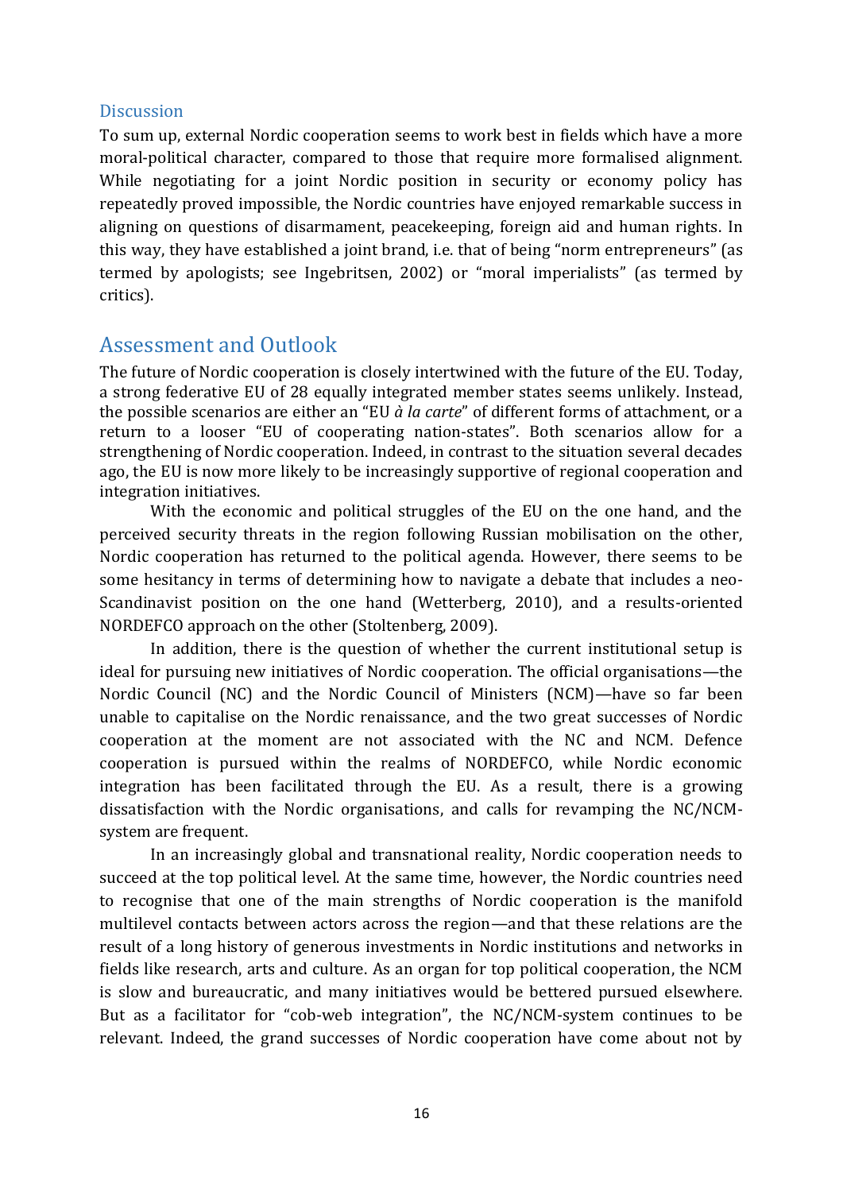### Discussion

To sum up, external Nordic cooperation seems to work best in fields which have a more moral-political character, compared to those that require more formalised alignment. While negotiating for a joint Nordic position in security or economy policy has repeatedly proved impossible, the Nordic countries have enjoyed remarkable success in aligning on questions of disarmament, peacekeeping, foreign aid and human rights. In this way, they have established a joint brand, i.e. that of being "norm entrepreneurs" (as termed by apologists; see Ingebritsen, 2002) or "moral imperialists" (as termed by critics).

## Assessment and Outlook

The future of Nordic cooperation is closely intertwined with the future of the EU. Today, a strong federative EU of 28 equally integrated member states seems unlikely. Instead, the possible scenarios are either an "EU *à la carte*" of different forms of attachment, or a return to a looser "EU of cooperating nation-states". Both scenarios allow for a strengthening of Nordic cooperation. Indeed, in contrast to the situation several decades ago, the EU is now more likely to be increasingly supportive of regional cooperation and integration initiatives.

With the economic and political struggles of the EU on the one hand, and the perceived security threats in the region following Russian mobilisation on the other, Nordic cooperation has returned to the political agenda. However, there seems to be some hesitancy in terms of determining how to navigate a debate that includes a neo-Scandinavist position on the one hand (Wetterberg, 2010), and a results-oriented NORDEFCO approach on the other (Stoltenberg, 2009).

In addition, there is the question of whether the current institutional setup is ideal for pursuing new initiatives of Nordic cooperation. The official organisations—the Nordic Council (NC) and the Nordic Council of Ministers (NCM)—have so far been unable to capitalise on the Nordic renaissance, and the two great successes of Nordic cooperation at the moment are not associated with the NC and NCM. Defence cooperation is pursued within the realms of NORDEFCO, while Nordic economic integration has been facilitated through the EU. As a result, there is a growing dissatisfaction with the Nordic organisations, and calls for revamping the NC/NCM-system are frequent.

In an increasingly global and transnational reality, Nordic cooperation needs to succeed at the top political level. At the same time, however, the Nordic countries need to recognise that one of the main strengths of Nordic cooperation is the manifold multilevel contacts between actors across the region—and that these relations are the result of a long history of generous investments in Nordic institutions and networks in fields like research, arts and culture. As an organ for top political cooperation, the NCM is slow and bureaucratic, and many initiatives would be bettered pursued elsewhere. But as a facilitator for "cob-web integration", the NC/NCM-system continues to be relevant. Indeed, the grand successes of Nordic cooperation have come about not by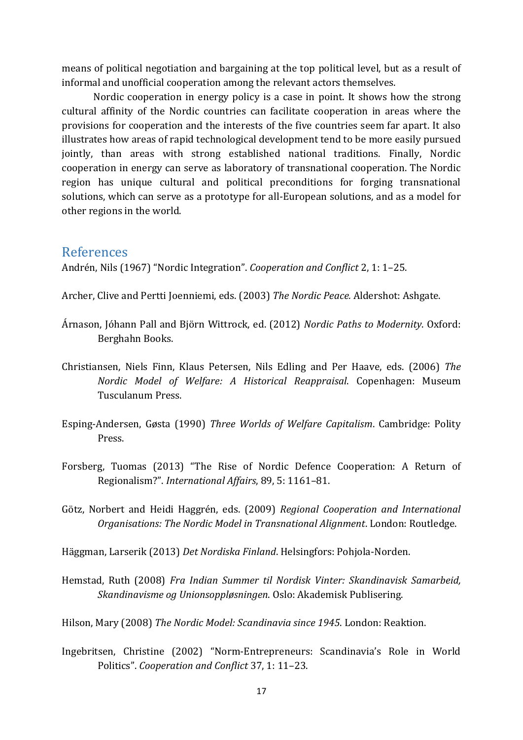means of political negotiation and bargaining at the top political level, but as a result of informal and unofficial cooperation among the relevant actors themselves.

Nordic cooperation in energy policy is a case in point. It shows how the strong cultural affinity of the Nordic countries can facilitate cooperation in areas where the provisions for cooperation and the interests of the five countries seem far apart. It also illustrates how areas of rapid technological development tend to be more easily pursued jointly, than areas with strong established national traditions. Finally, Nordic cooperation in energy can serve as laboratory of transnational cooperation. The Nordic region has unique cultural and political preconditions for forging transnational solutions, which can serve as a prototype for all-European solutions, and as a model for other regions in the world.

## References

Andrén, Nils (1967) "Nordic Integration". *Cooperation and Conflict* 2, 1: 1–25.

Archer, Clive and Pertti Joenniemi, eds. (2003) *The Nordic Peace.* Aldershot: Ashgate.

Árnason, Jóhann Pall and Björn Wittrock, ed. (2012) *Nordic Paths to Modernity*. Oxford: Berghahn Books.

Christiansen, Niels Finn, Klaus Petersen, Nils Edling and Per Haave, eds. (2006) *The Nordic Model of Welfare: A Historical Reappraisal*. Copenhagen: Museum Tusculanum Press.

Esping-Andersen, Gøsta (1990) *Three Worlds of Welfare Capitalism*. Cambridge: Polity Press.

Forsberg, Tuomas (2013) "The Rise of Nordic Defence Cooperation: A Return of Regionalism?". *International Affairs*, 89, 5: 1161–81.

Götz, Norbert and Heidi Haggrén, eds. (2009) *Regional Cooperation and International Organisations: The Nordic Model in Transnational Alignment*. London: Routledge.

Häggman, Larserik (2013) *Det Nordiska Finland*. Helsingfors: Pohjola-Norden.

Hemstad, Ruth (2008) *Fra Indian Summer til Nordisk Vinter: Skandinavisk Samarbeid, Skandinavisme og Unionsoppløsningen*. Oslo: Akademisk Publisering.

Hilson, Mary (2008) *The Nordic Model: Scandinavia since 1945*. London: Reaktion.

Ingebritsen, Christine (2002) "Norm-Entrepreneurs: Scandinavia's Role in World Politics". *Cooperation and Conflict* 37, 1: 11–23.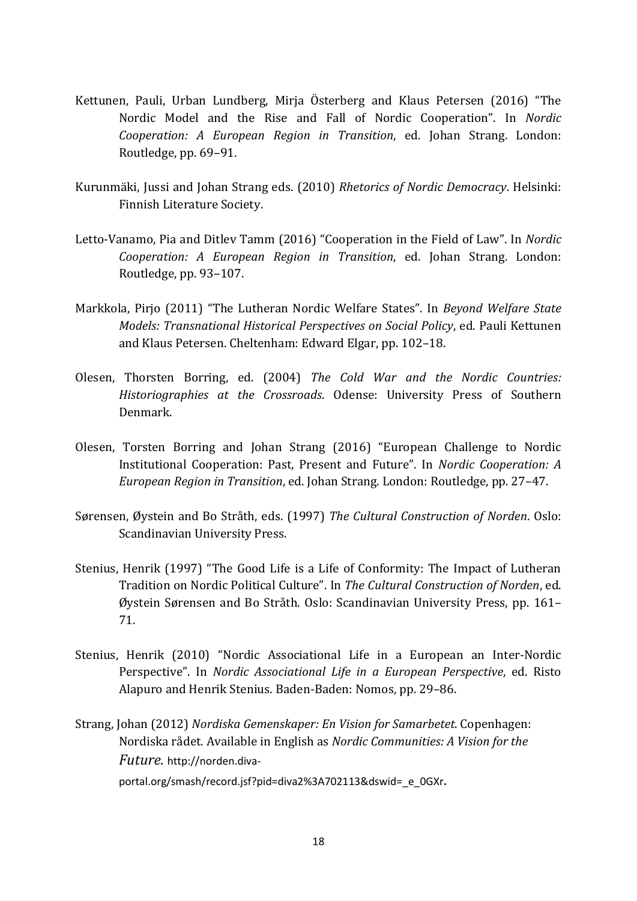Kettunen, Pauli, Urban Lundberg, Mirja Österberg and Klaus Petersen (2016) "The Nordic Model and the Rise and Fall of Nordic Cooperation". In *Nordic Cooperation: A European Region in Transition*, ed. Johan Strang. London: Routledge, pp. 69–91.

Kurunmäki, Jussi and Johan Strang eds. (2010) *Rhetorics of Nordic Democracy*. Helsinki: Finnish Literature Society.

Letto-Vanamo, Pia and Ditlev Tamm (2016) "Cooperation in the Field of Law". In *Nordic Cooperation: A European Region in Transition*, ed. Johan Strang. London: Routledge, pp. 93–107.

Markkola, Pirjo (2011) "The Lutheran Nordic Welfare States". In *Beyond Welfare State Models: Transnational Historical Perspectives on Social Policy*, ed. Pauli Kettunen and Klaus Petersen. Cheltenham: Edward Elgar, pp. 102–18.

Olesen, Thorsten Borring, ed. (2004) *The Cold War and the Nordic Countries: Historiographies at the Crossroads*. Odense: University Press of Southern Denmark.

Olesen, Torsten Borring and Johan Strang (2016) "European Challenge to Nordic Institutional Cooperation: Past, Present and Future". In *Nordic Cooperation: A European Region in Transition*, ed. Johan Strang. London: Routledge, pp. 27–47.

Sørensen, Øystein and Bo Stråth, eds. (1997) *The Cultural Construction of Norden*. Oslo: Scandinavian University Press.

Stenius, Henrik (1997) "The Good Life is a Life of Conformity: The Impact of Lutheran Tradition on Nordic Political Culture". In *The Cultural Construction of Norden*, ed. Øystein Sørensen and Bo Stråth. Oslo: Scandinavian University Press, pp. 161–71.

Stenius, Henrik (2010) "Nordic Associational Life in a European an Inter-Nordic Perspective". In *Nordic Associational Life in a European Perspective*, ed. Risto Alapuro and Henrik Stenius. Baden-Baden: Nomos, pp. 29–86.

Strang, Johan (2012) *Nordiska Gemenskaper: En Vision for Samarbetet*. Copenhagen: Nordiska rådet. Available in English as *Nordic Communities: A Vision for the Future.* http://norden.diva-portal.org/smash/record.jsf?pid=diva2%3A702113&dswid=_e_0GXr.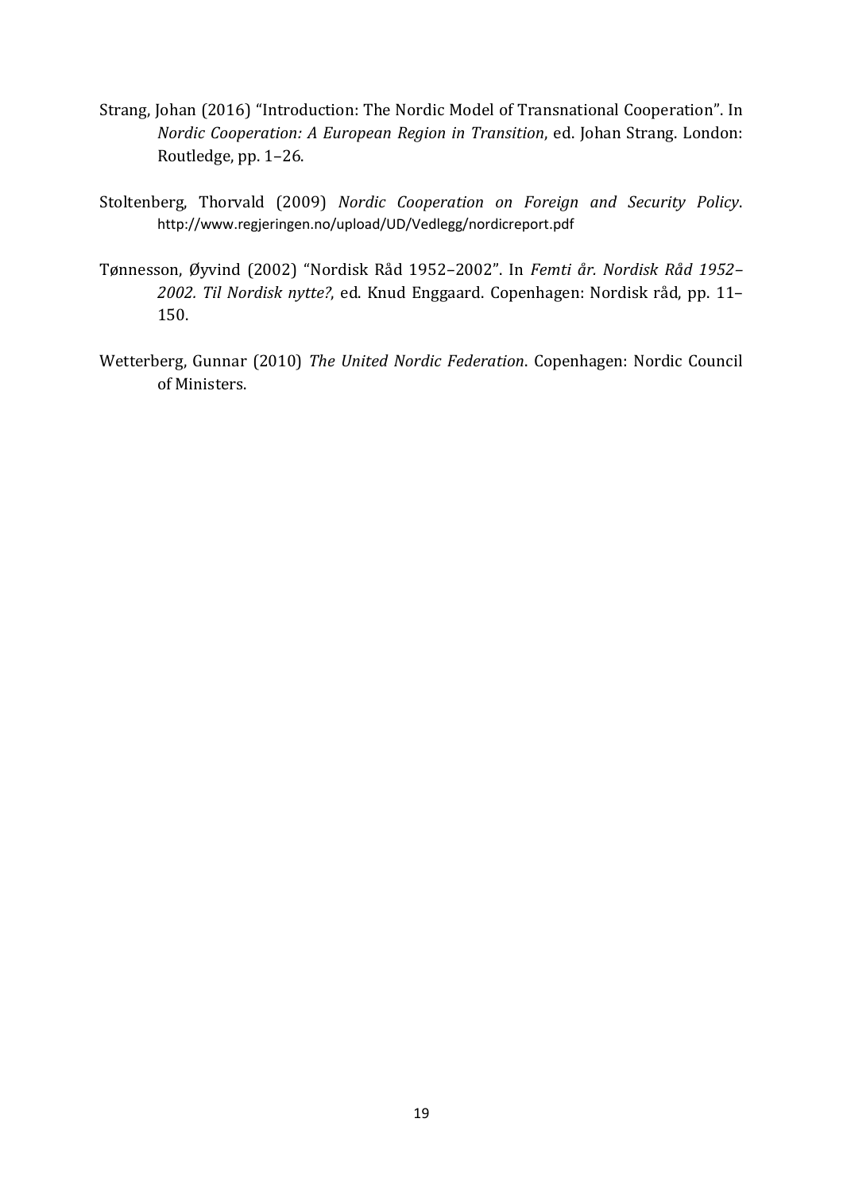Strang, Johan (2016) "Introduction: The Nordic Model of Transnational Cooperation". In *Nordic Cooperation: A European Region in Transition*, ed. Johan Strang. London: Routledge, pp. 1–26.

Stoltenberg, Thorvald (2009) *Nordic Cooperation on Foreign and Security Policy*. http://www.regjeringen.no/upload/UD/Vedlegg/nordicreport.pdf

Tønnesson, Øyvind (2002) "Nordisk Råd 1952–2002". In *Femti år. Nordisk Råd 1952–2002. Til Nordisk nytte?*, ed. Knud Enggaard. Copenhagen: Nordisk råd, pp. 11–150.

Wetterberg, Gunnar (2010) *The United Nordic Federation*. Copenhagen: Nordic Council of Ministers.